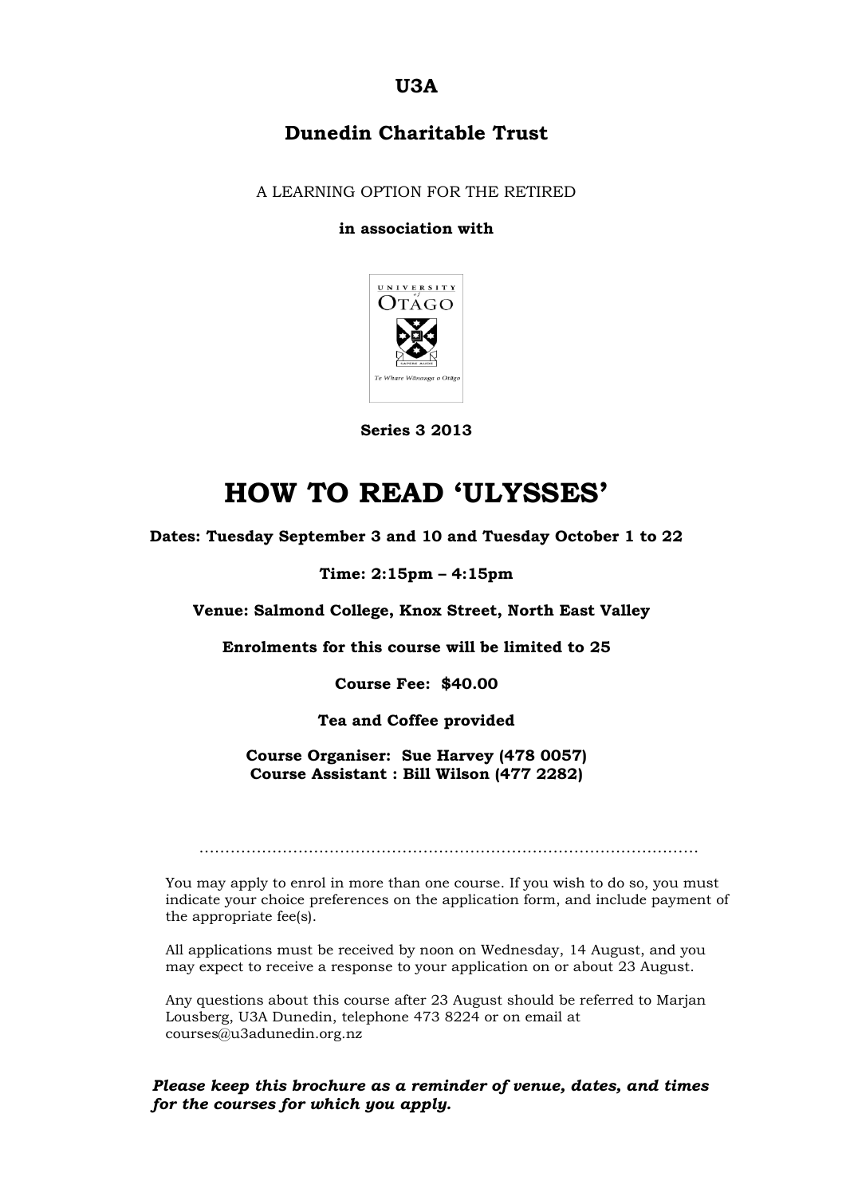**U3A**

**Dunedin Charitable Trust**

A LEARNING OPTION FOR THE RETIRED

**in association with**

**Series 3 2013**

# HOW TO READ 'ULYSSES'

**Dates: Tuesday September 3 and 10 and Tuesday October 1 to 22**

**Time: 2:15pm – 4:15pm**

**Venue: Salmond College, Knox Street, North East Valley**

**Enrolments for this course will be limited to 25**

**Course Fee: $40.00**

**Tea and Coffee provided**

**Course Organiser: Sue Harvey (478 0057)**
**Course Assistant : Bill Wilson (477 2282)**

.................................................................................................

You may apply to enrol in more than one course. If you wish to do so, you must indicate your choice preferences on the application form, and include payment of the appropriate fee(s).

All applications must be received by noon on Wednesday, 14 August, and you may expect to receive a response to your application on or about 23 August.

Any questions about this course after 23 August should be referred to Marjan Lousberg, U3A Dunedin, telephone 473 8224 or on email at courses@u3adunedin.org.nz

***Please keep this brochure as a reminder of venue, dates, and times for the courses for which you apply.***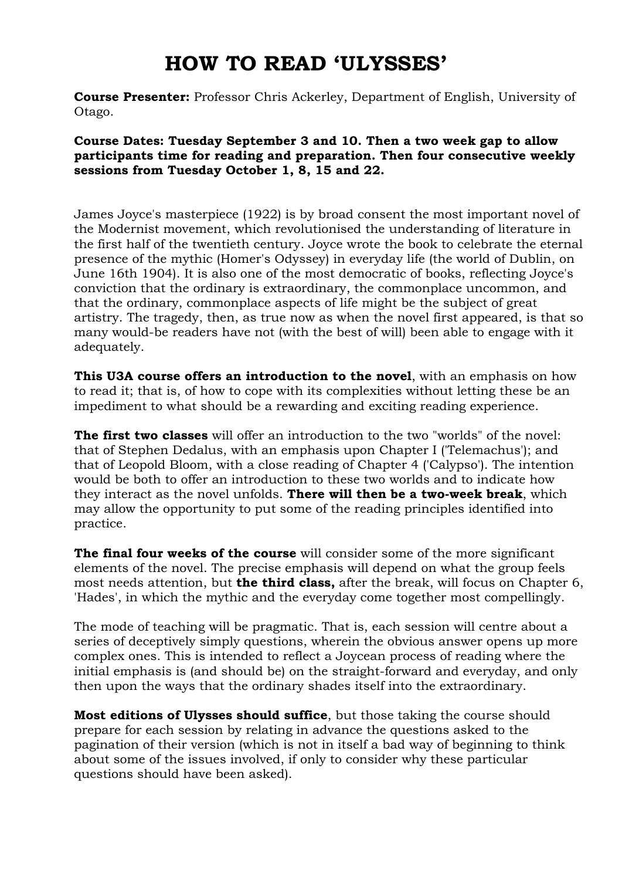# HOW TO READ 'ULYSSES'

**Course Presenter:** Professor Chris Ackerley, Department of English, University of Otago.

**Course Dates: Tuesday September 3 and 10. Then a two week gap to allow participants time for reading and preparation. Then four consecutive weekly sessions from Tuesday October 1, 8, 15 and 22.**

James Joyce's masterpiece (1922) is by broad consent the most important novel of the Modernist movement, which revolutionised the understanding of literature in the first half of the twentieth century. Joyce wrote the book to celebrate the eternal presence of the mythic (Homer's Odyssey) in everyday life (the world of Dublin, on June 16th 1904). It is also one of the most democratic of books, reflecting Joyce's conviction that the ordinary is extraordinary, the commonplace uncommon, and that the ordinary, commonplace aspects of life might be the subject of great artistry. The tragedy, then, as true now as when the novel first appeared, is that so many would-be readers have not (with the best of will) been able to engage with it adequately.

**This U3A course offers an introduction to the novel**, with an emphasis on how to read it; that is, of how to cope with its complexities without letting these be an impediment to what should be a rewarding and exciting reading experience.

**The first two classes** will offer an introduction to the two "worlds" of the novel: that of Stephen Dedalus, with an emphasis upon Chapter I ('Telemachus'); and that of Leopold Bloom, with a close reading of Chapter 4 ('Calypso'). The intention would be both to offer an introduction to these two worlds and to indicate how they interact as the novel unfolds. **There will then be a two-week break**, which may allow the opportunity to put some of the reading principles identified into practice.

**The final four weeks of the course** will consider some of the more significant elements of the novel. The precise emphasis will depend on what the group feels most needs attention, but **the third class,** after the break, will focus on Chapter 6, 'Hades', in which the mythic and the everyday come together most compellingly.

The mode of teaching will be pragmatic. That is, each session will centre about a series of deceptively simply questions, wherein the obvious answer opens up more complex ones. This is intended to reflect a Joycean process of reading where the initial emphasis is (and should be) on the straight-forward and everyday, and only then upon the ways that the ordinary shades itself into the extraordinary.

**Most editions of Ulysses should suffice**, but those taking the course should prepare for each session by relating in advance the questions asked to the pagination of their version (which is not in itself a bad way of beginning to think about some of the issues involved, if only to consider why these particular questions should have been asked).